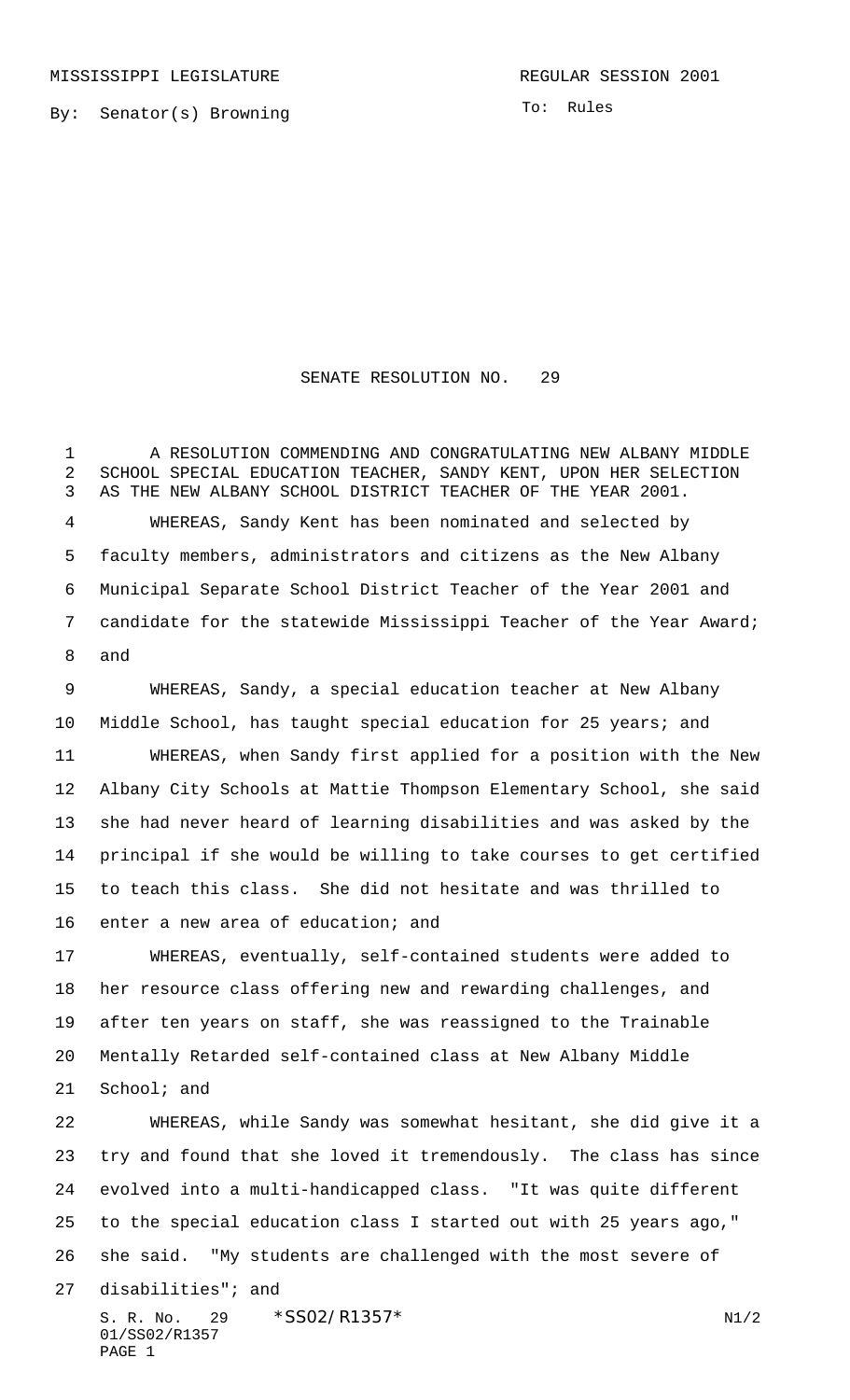MISSISSIPPI LEGISLATURE REGULAR SESSION 2001

By: Senator(s) Browning

To: Rules

# SENATE RESOLUTION NO. 29

A RESOLUTION COMMENDING AND CONGRATULATING NEW ALBANY MIDDLE SCHOOL SPECIAL EDUCATION TEACHER, SANDY KENT, UPON HER SELECTION AS THE NEW ALBANY SCHOOL DISTRICT TEACHER OF THE YEAR 2001.

WHEREAS, Sandy Kent has been nominated and selected by faculty members, administrators and citizens as the New Albany Municipal Separate School District Teacher of the Year 2001 and candidate for the statewide Mississippi Teacher of the Year Award; and

WHEREAS, Sandy, a special education teacher at New Albany Middle School, has taught special education for 25 years; and

WHEREAS, when Sandy first applied for a position with the New Albany City Schools at Mattie Thompson Elementary School, she said she had never heard of learning disabilities and was asked by the principal if she would be willing to take courses to get certified to teach this class. She did not hesitate and was thrilled to enter a new area of education; and

WHEREAS, eventually, self-contained students were added to her resource class offering new and rewarding challenges, and after ten years on staff, she was reassigned to the Trainable Mentally Retarded self-contained class at New Albany Middle School; and

WHEREAS, while Sandy was somewhat hesitant, she did give it a try and found that she loved it tremendously. The class has since evolved into a multi-handicapped class. "It was quite different to the special education class I started out with 25 years ago," she said. "My students are challenged with the most severe of disabilities"; and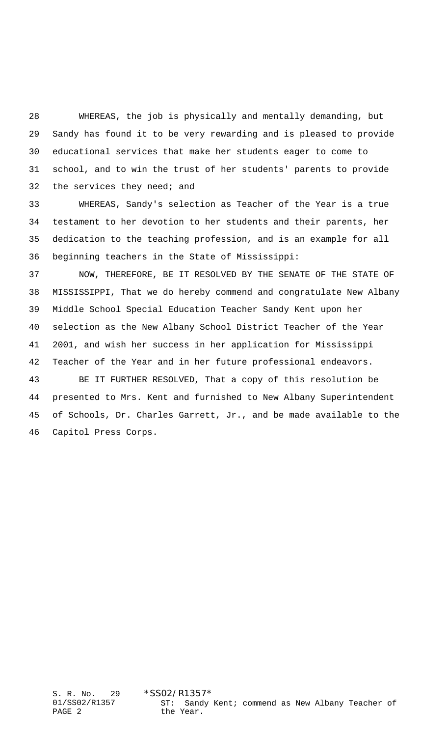WHEREAS, the job is physically and mentally demanding, but Sandy has found it to be very rewarding and is pleased to provide educational services that make her students eager to come to school, and to win the trust of her students' parents to provide the services they need; and

WHEREAS, Sandy's selection as Teacher of the Year is a true testament to her devotion to her students and their parents, her dedication to the teaching profession, and is an example for all beginning teachers in the State of Mississippi:

NOW, THEREFORE, BE IT RESOLVED BY THE SENATE OF THE STATE OF MISSISSIPPI, That we do hereby commend and congratulate New Albany Middle School Special Education Teacher Sandy Kent upon her selection as the New Albany School District Teacher of the Year 2001, and wish her success in her application for Mississippi Teacher of the Year and in her future professional endeavors.

BE IT FURTHER RESOLVED, That a copy of this resolution be presented to Mrs. Kent and furnished to New Albany Superintendent of Schools, Dr. Charles Garrett, Jr., and be made available to the Capitol Press Corps.